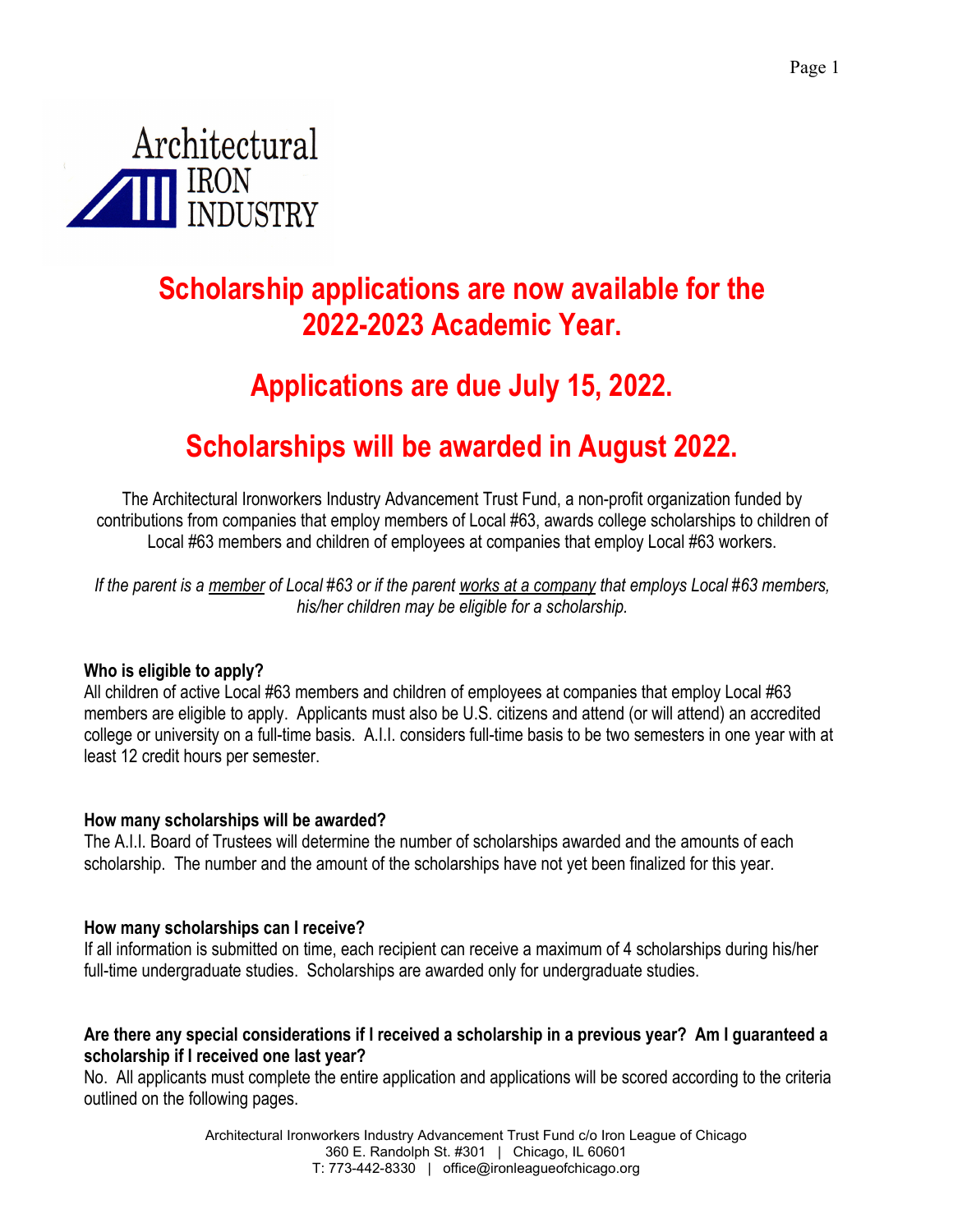Architectural IRON INDUSTRY

# Scholarship applications are now available for the 2022-2023 Academic Year.

## Applications are due July 15, 2022.

## Scholarships will be awarded in August 2022.

The Architectural Ironworkers Industry Advancement Trust Fund, a non-profit organization funded by contributions from companies that employ members of Local #63, awards college scholarships to children of Local #63 members and children of employees at companies that employ Local #63 workers.

*If the parent is a member of Local #63 or if the parent works at a company that employs Local #63 members, his/her children may be eligible for a scholarship.*

**Who is eligible to apply?**

All children of active Local #63 members and children of employees at companies that employ Local #63 members are eligible to apply. Applicants must also be U.S. citizens and attend (or will attend) an accredited college or university on a full-time basis. A.I.I. considers full-time basis to be two semesters in one year with at least 12 credit hours per semester.

**How many scholarships will be awarded?**

The A.I.I. Board of Trustees will determine the number of scholarships awarded and the amounts of each scholarship. The number and the amount of the scholarships have not yet been finalized for this year.

**How many scholarships can I receive?**

If all information is submitted on time, each recipient can receive a maximum of 4 scholarships during his/her full-time undergraduate studies. Scholarships are awarded only for undergraduate studies.

**Are there any special considerations if I received a scholarship in a previous year? Am I guaranteed a scholarship if I received one last year?**

No. All applicants must complete the entire application and applications will be scored according to the criteria outlined on the following pages.

Architectural Ironworkers Industry Advancement Trust Fund c/o Iron League of Chicago
360 E. Randolph St. #301 | Chicago, IL 60601
T: 773-442-8330 | office@ironleagueofchicago.org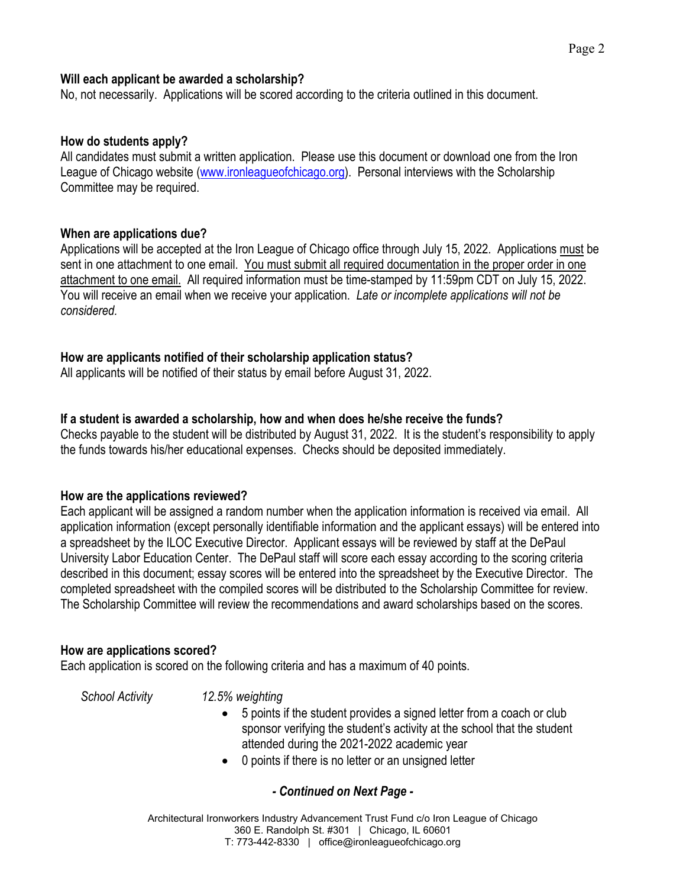### Will each applicant be awarded a scholarship?

No, not necessarily. Applications will be scored according to the criteria outlined in this document.

### How do students apply?

All candidates must submit a written application. Please use this document or download one from the Iron League of Chicago website ([www.ironleagueofchicago.org](http://www.ironleagueofchicago.org)). Personal interviews with the Scholarship Committee may be required.

### When are applications due?

Applications will be accepted at the Iron League of Chicago office through July 15, 2022. Applications <u>must</u> be sent in one attachment to one email. <u>You must submit all required documentation in the proper order in one attachment to one email.</u> All required information must be time-stamped by 11:59pm CDT on July 15, 2022. You will receive an email when we receive your application. *Late or incomplete applications will not be considered.*

### How are applicants notified of their scholarship application status?

All applicants will be notified of their status by email before August 31, 2022.

### If a student is awarded a scholarship, how and when does he/she receive the funds?

Checks payable to the student will be distributed by August 31, 2022. It is the student's responsibility to apply the funds towards his/her educational expenses. Checks should be deposited immediately.

### How are the applications reviewed?

Each applicant will be assigned a random number when the application information is received via email. All application information (except personally identifiable information and the applicant essays) will be entered into a spreadsheet by the ILOC Executive Director. Applicant essays will be reviewed by staff at the DePaul University Labor Education Center. The DePaul staff will score each essay according to the scoring criteria described in this document; essay scores will be entered into the spreadsheet by the Executive Director. The completed spreadsheet with the compiled scores will be distributed to the Scholarship Committee for review. The Scholarship Committee will review the recommendations and award scholarships based on the scores.

### How are applications scored?

Each application is scored on the following criteria and has a maximum of 40 points.

*School Activity* — *12.5% weighting*

- 5 points if the student provides a signed letter from a coach or club sponsor verifying the student's activity at the school that the student attended during the 2021-2022 academic year
- 0 points if there is no letter or an unsigned letter

***- Continued on Next Page -***

Architectural Ironworkers Industry Advancement Trust Fund c/o Iron League of Chicago
360 E. Randolph St. #301 | Chicago, IL 60601
T: 773-442-8330 | office@ironleagueofchicago.org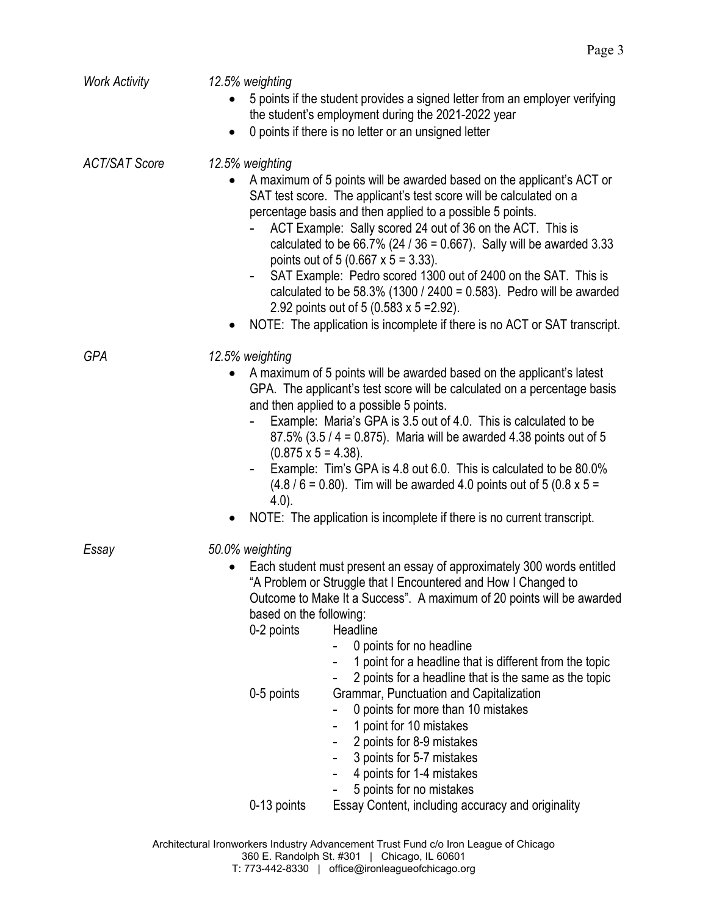*Work Activity*

*12.5% weighting*

- 5 points if the student provides a signed letter from an employer verifying the student's employment during the 2021-2022 year
- 0 points if there is no letter or an unsigned letter

*ACT/SAT Score*

*12.5% weighting*

- A maximum of 5 points will be awarded based on the applicant's ACT or SAT test score. The applicant's test score will be calculated on a percentage basis and then applied to a possible 5 points.
  - ACT Example: Sally scored 24 out of 36 on the ACT. This is calculated to be 66.7% (24 / 36 = 0.667). Sally will be awarded 3.33 points out of 5 (0.667 x 5 = 3.33).
  - SAT Example: Pedro scored 1300 out of 2400 on the SAT. This is calculated to be 58.3% (1300 / 2400 = 0.583). Pedro will be awarded 2.92 points out of 5 (0.583 x 5 =2.92).
- NOTE: The application is incomplete if there is no ACT or SAT transcript.

*GPA*

*12.5% weighting*

- A maximum of 5 points will be awarded based on the applicant's latest GPA. The applicant's test score will be calculated on a percentage basis and then applied to a possible 5 points.
  - Example: Maria's GPA is 3.5 out of 4.0. This is calculated to be 87.5% (3.5 / 4 = 0.875). Maria will be awarded 4.38 points out of 5 (0.875 x 5 = 4.38).
  - Example: Tim's GPA is 4.8 out 6.0. This is calculated to be 80.0% (4.8 / 6 = 0.80). Tim will be awarded 4.0 points out of 5 (0.8 x 5 = 4.0).
- NOTE: The application is incomplete if there is no current transcript.

*Essay*

*50.0% weighting*

- Each student must present an essay of approximately 300 words entitled "A Problem or Struggle that I Encountered and How I Changed to Outcome to Make It a Success". A maximum of 20 points will be awarded based on the following:

  0-2 points — Headline
  - 0 points for no headline
  - 1 point for a headline that is different from the topic
  - 2 points for a headline that is the same as the topic

  0-5 points — Grammar, Punctuation and Capitalization
  - 0 points for more than 10 mistakes
  - 1 point for 10 mistakes
  - 2 points for 8-9 mistakes
  - 3 points for 5-7 mistakes
  - 4 points for 1-4 mistakes
  - 5 points for no mistakes

  0-13 points — Essay Content, including accuracy and originality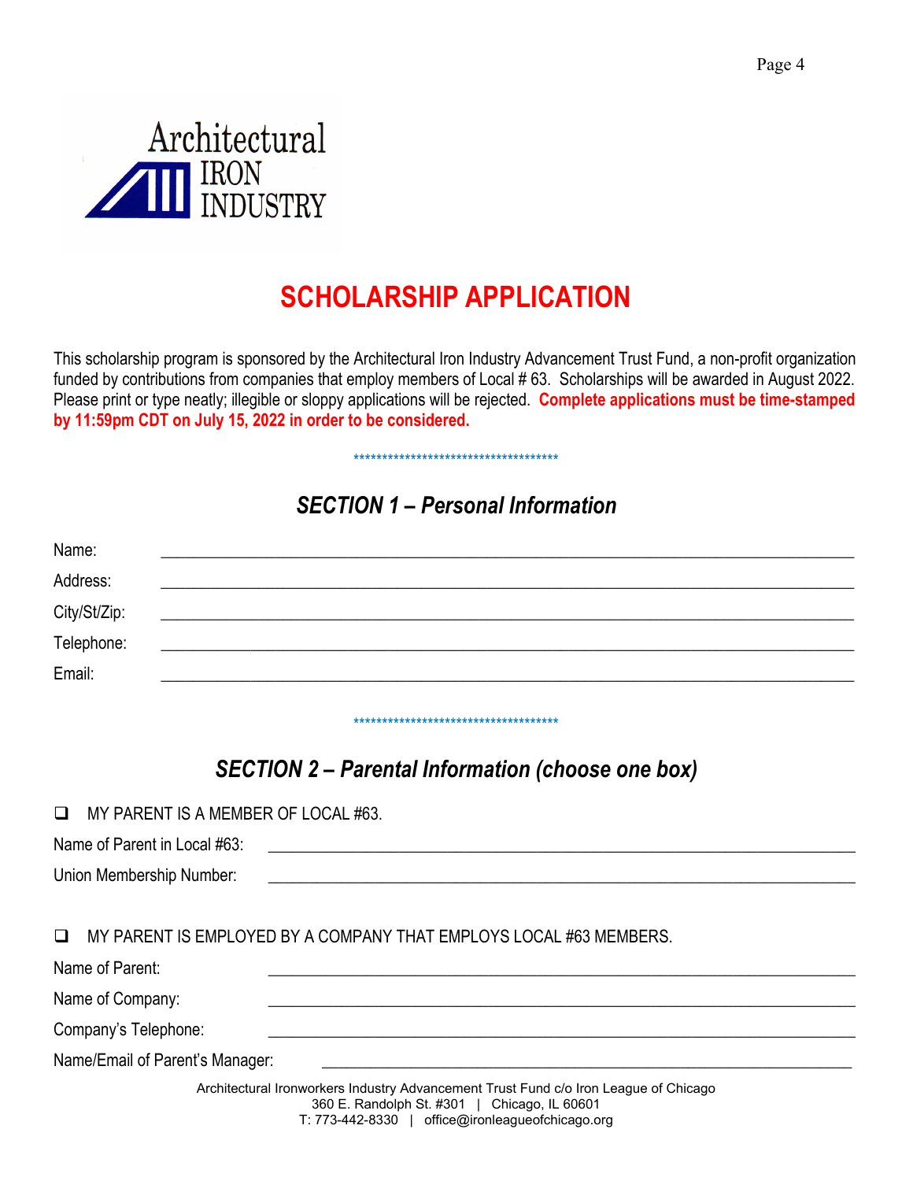Architectural IRON INDUSTRY

# SCHOLARSHIP APPLICATION

This scholarship program is sponsored by the Architectural Iron Industry Advancement Trust Fund, a non-profit organization funded by contributions from companies that employ members of Local # 63. Scholarships will be awarded in August 2022. Please print or type neatly; illegible or sloppy applications will be rejected. **Complete applications must be time-stamped by 11:59pm CDT on July 15, 2022 in order to be considered.**

************************************

## *SECTION 1 – Personal Information*

Name: ______________________________________________________________________

Address: ______________________________________________________________________

City/St/Zip: ______________________________________________________________________

Telephone: ______________________________________________________________________

Email: ______________________________________________________________________

************************************

## *SECTION 2 – Parental Information (choose one box)*

❑ MY PARENT IS A MEMBER OF LOCAL #63.

Name of Parent in Local #63: ______________________________________________________

Union Membership Number: ______________________________________________________

❑ MY PARENT IS EMPLOYED BY A COMPANY THAT EMPLOYS LOCAL #63 MEMBERS.

Name of Parent: ______________________________________________________

Name of Company: ______________________________________________________

Company's Telephone: ______________________________________________________

Name/Email of Parent's Manager: ______________________________________________________

Architectural Ironworkers Industry Advancement Trust Fund c/o Iron League of Chicago
360 E. Randolph St. #301 | Chicago, IL 60601
T: 773-442-8330 | office@ironleagueofchicago.org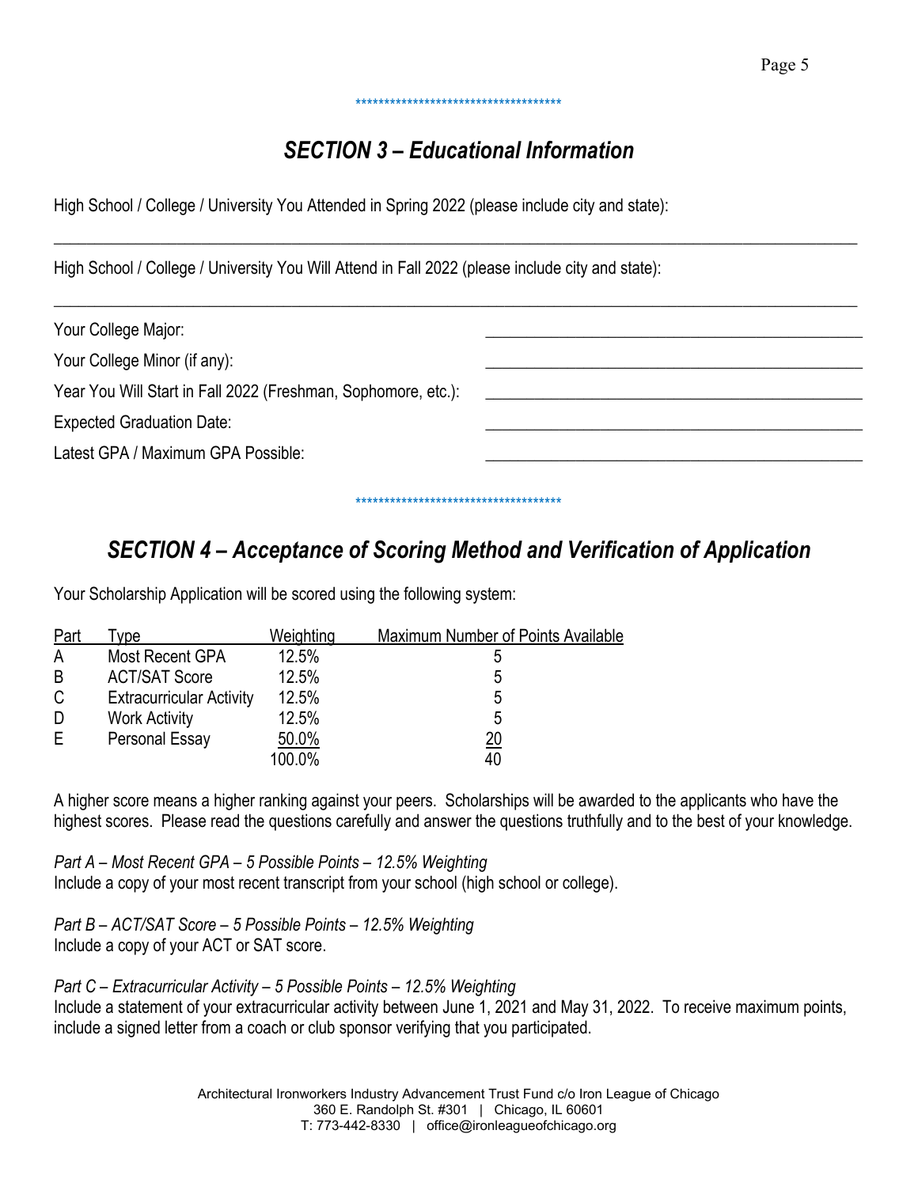***********************************

## *SECTION 3 – Educational Information*

High School / College / University You Attended in Spring 2022 (please include city and state):

\_\_\_\_\_\_\_\_\_\_\_\_\_\_\_\_\_\_\_\_\_\_\_\_\_\_\_\_\_\_\_\_\_\_\_\_\_\_\_\_\_\_\_\_\_\_\_\_\_\_\_\_\_\_\_\_\_\_\_\_\_\_\_\_\_\_\_\_\_\_\_\_

High School / College / University You Will Attend in Fall 2022 (please include city and state):

\_\_\_\_\_\_\_\_\_\_\_\_\_\_\_\_\_\_\_\_\_\_\_\_\_\_\_\_\_\_\_\_\_\_\_\_\_\_\_\_\_\_\_\_\_\_\_\_\_\_\_\_\_\_\_\_\_\_\_\_\_\_\_\_\_\_\_\_\_\_\_\_

Your College Major: \_\_\_\_\_\_\_\_\_\_\_\_\_\_\_\_\_\_\_\_\_\_\_\_\_\_\_\_\_\_\_\_\_\_\_\_

Your College Minor (if any): \_\_\_\_\_\_\_\_\_\_\_\_\_\_\_\_\_\_\_\_\_\_\_\_\_\_\_\_\_\_\_\_\_\_\_\_

Year You Will Start in Fall 2022 (Freshman, Sophomore, etc.): \_\_\_\_\_\_\_\_\_\_\_\_\_\_\_\_\_\_\_\_\_\_\_\_\_\_\_\_\_\_\_\_\_\_\_\_

Expected Graduation Date: \_\_\_\_\_\_\_\_\_\_\_\_\_\_\_\_\_\_\_\_\_\_\_\_\_\_\_\_\_\_\_\_\_\_\_\_

Latest GPA / Maximum GPA Possible: \_\_\_\_\_\_\_\_\_\_\_\_\_\_\_\_\_\_\_\_\_\_\_\_\_\_\_\_\_\_\_\_\_\_\_\_

***********************************

## *SECTION 4 – Acceptance of Scoring Method and Verification of Application*

Your Scholarship Application will be scored using the following system:

| Part | Type | Weighting | Maximum Number of Points Available |
|---|---|---|---|
| A | Most Recent GPA | 12.5% | 5 |
| B | ACT/SAT Score | 12.5% | 5 |
| C | Extracurricular Activity | 12.5% | 5 |
| D | Work Activity | 12.5% | 5 |
| E | Personal Essay | 50.0% | 20 |
| | | 100.0% | 40 |

A higher score means a higher ranking against your peers. Scholarships will be awarded to the applicants who have the highest scores. Please read the questions carefully and answer the questions truthfully and to the best of your knowledge.

*Part A – Most Recent GPA – 5 Possible Points – 12.5% Weighting*
Include a copy of your most recent transcript from your school (high school or college).

*Part B – ACT/SAT Score – 5 Possible Points – 12.5% Weighting*
Include a copy of your ACT or SAT score.

*Part C – Extracurricular Activity – 5 Possible Points – 12.5% Weighting*
Include a statement of your extracurricular activity between June 1, 2021 and May 31, 2022. To receive maximum points, include a signed letter from a coach or club sponsor verifying that you participated.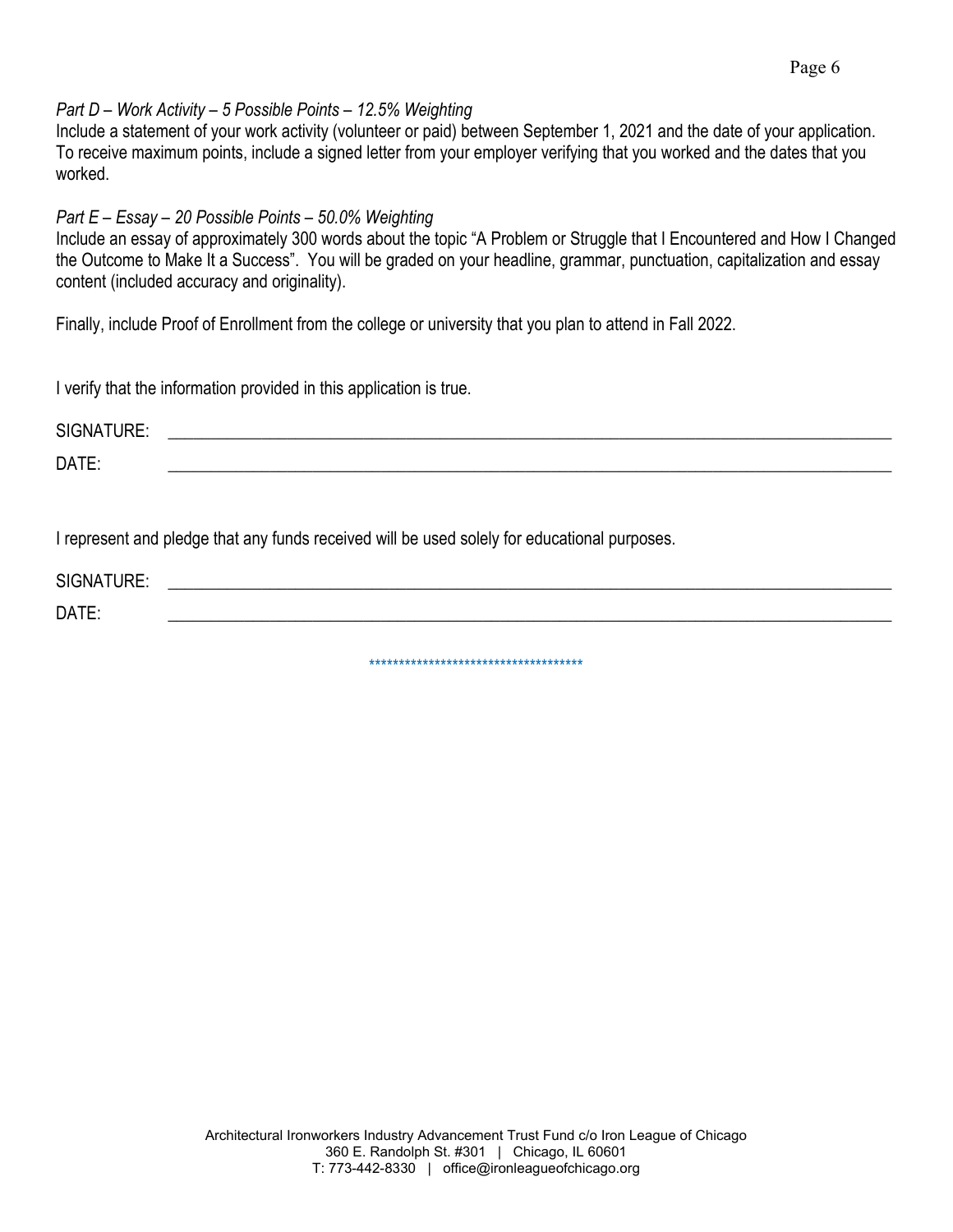*Part D – Work Activity – 5 Possible Points – 12.5% Weighting*

Include a statement of your work activity (volunteer or paid) between September 1, 2021 and the date of your application. To receive maximum points, include a signed letter from your employer verifying that you worked and the dates that you worked.

*Part E – Essay – 20 Possible Points – 50.0% Weighting*

Include an essay of approximately 300 words about the topic "A Problem or Struggle that I Encountered and How I Changed the Outcome to Make It a Success". You will be graded on your headline, grammar, punctuation, capitalization and essay content (included accuracy and originality).

Finally, include Proof of Enrollment from the college or university that you plan to attend in Fall 2022.

I verify that the information provided in this application is true.

SIGNATURE: ____________________________________________________________

DATE: ____________________________________________________________

I represent and pledge that any funds received will be used solely for educational purposes.

SIGNATURE: ____________________________________________________________

DATE: ____________________________________________________________

***********************************

Architectural Ironworkers Industry Advancement Trust Fund c/o Iron League of Chicago
360 E. Randolph St. #301 | Chicago, IL 60601
T: 773-442-8330 | office@ironleagueofchicago.org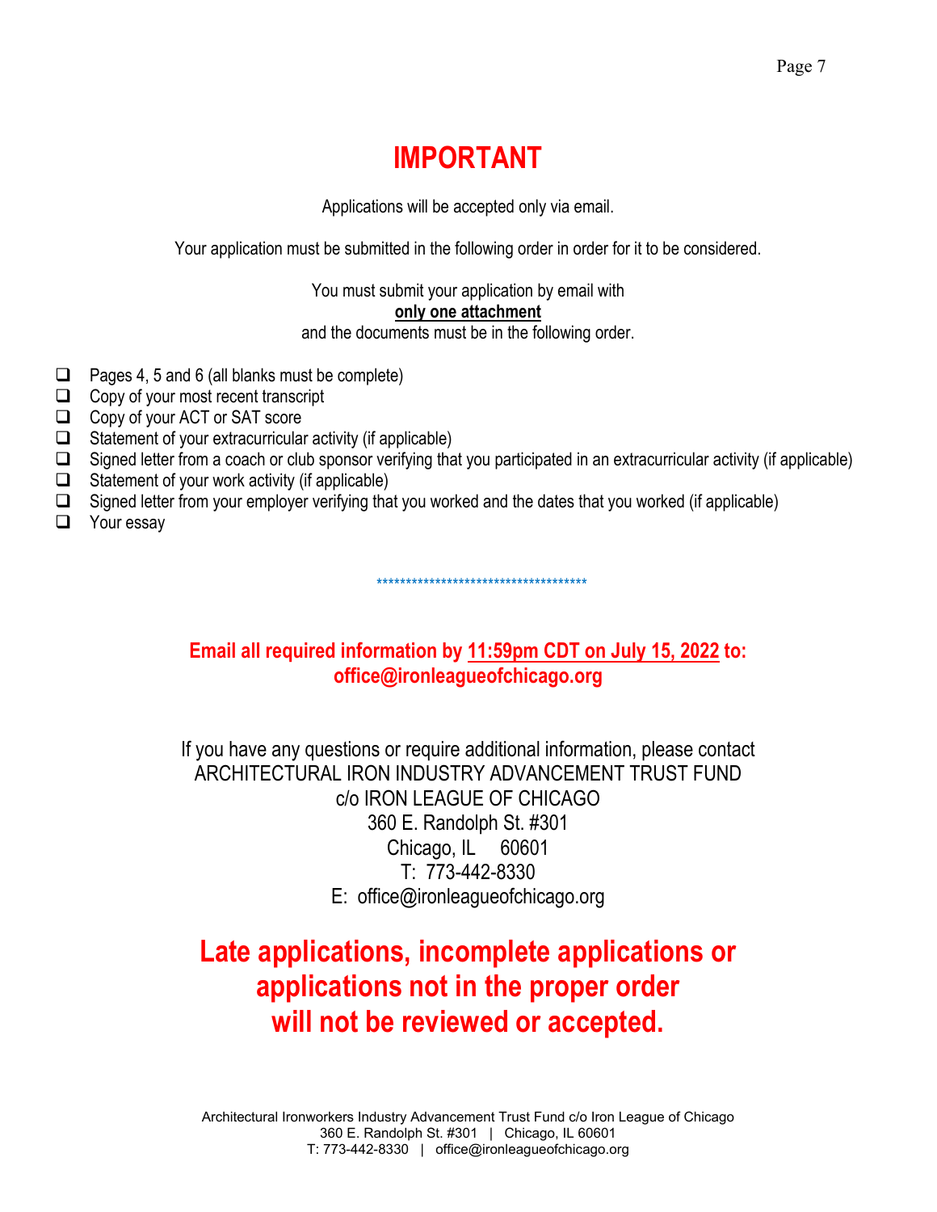# IMPORTANT

Applications will be accepted only via email.

Your application must be submitted in the following order in order for it to be considered.

You must submit your application by email with
**only one attachment**
and the documents must be in the following order.

- [ ] Pages 4, 5 and 6 (all blanks must be complete)
- [ ] Copy of your most recent transcript
- [ ] Copy of your ACT or SAT score
- [ ] Statement of your extracurricular activity (if applicable)
- [ ] Signed letter from a coach or club sponsor verifying that you participated in an extracurricular activity (if applicable)
- [ ] Statement of your work activity (if applicable)
- [ ] Signed letter from your employer verifying that you worked and the dates that you worked (if applicable)
- [ ] Your essay

\*\*\*\*\*\*\*\*\*\*\*\*\*\*\*\*\*\*\*\*\*\*\*\*\*\*\*\*\*\*\*\*\*\*\*\*

**Email all required information by 11:59pm CDT on July 15, 2022 to:**
**office@ironleagueofchicago.org**

If you have any questions or require additional information, please contact
ARCHITECTURAL IRON INDUSTRY ADVANCEMENT TRUST FUND
c/o IRON LEAGUE OF CHICAGO
360 E. Randolph St. #301
Chicago, IL 60601
T: 773-442-8330
E: office@ironleagueofchicago.org

## Late applications, incomplete applications or applications not in the proper order will not be reviewed or accepted.